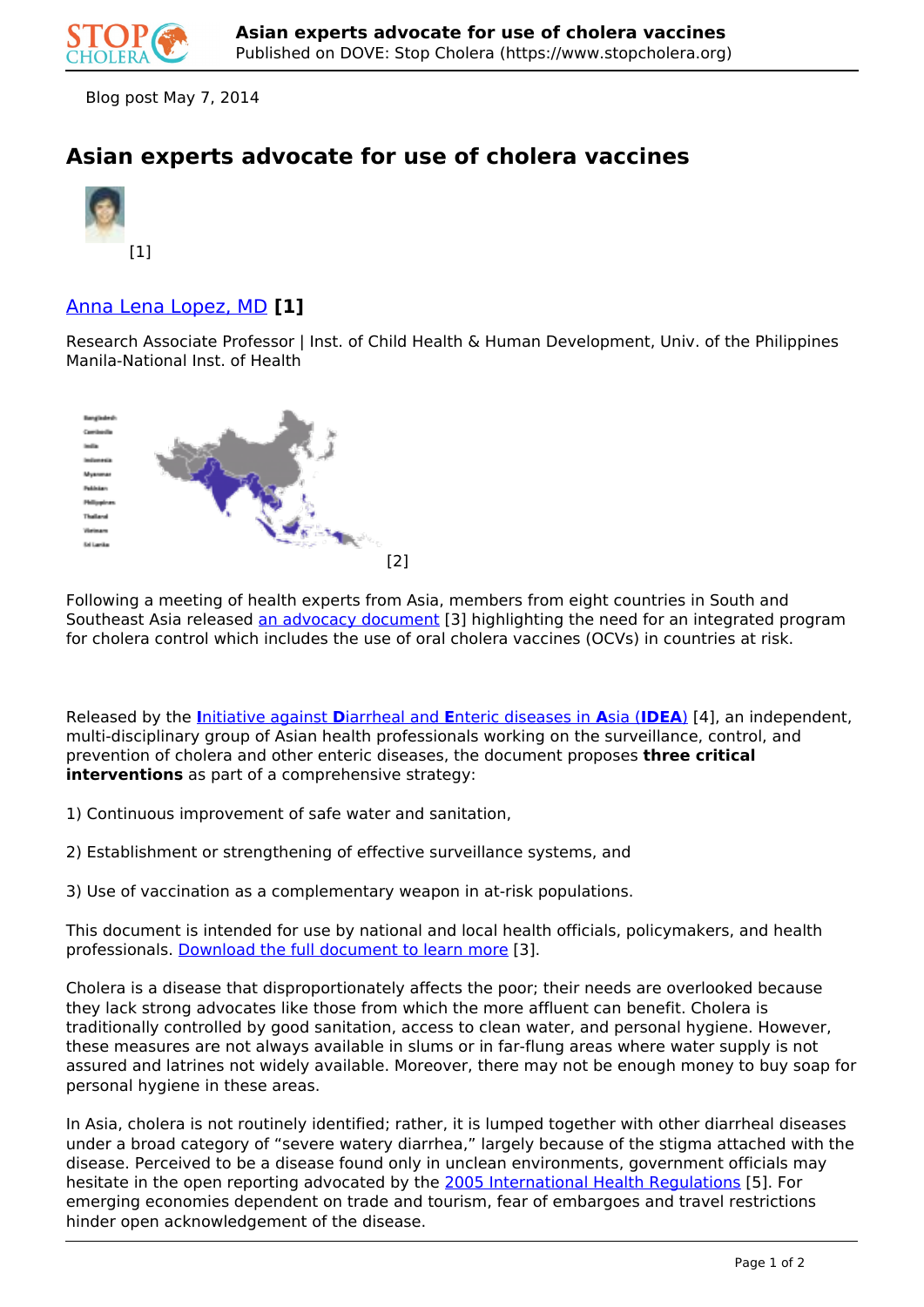Blog post May 7, 2014

# Asian experts advocate for use of cholera vaccines

[1]

## Anna Lena Lopez, MD [1]

Research Associate Professor | Inst. of Child Health & Human Development, Univ. of the Philippines Manila-National Inst. of Health

Bangladesh
Cambodia
India
Indonesia
Myanmar
Pakistan
Philippines
Thailand
Vietnam
Sri Lanka

[2]

Following a meeting of health experts from Asia, members from eight countries in South and Southeast Asia released an advocacy document [3] highlighting the need for an integrated program for cholera control which includes the use of oral cholera vaccines (OCVs) in countries at risk.

Released by the **I**nitiative against **D**iarrheal and **E**nteric diseases in **A**sia (**IDEA**) [4], an independent, multi-disciplinary group of Asian health professionals working on the surveillance, control, and prevention of cholera and other enteric diseases, the document proposes **three critical interventions** as part of a comprehensive strategy:

1) Continuous improvement of safe water and sanitation,

2) Establishment or strengthening of effective surveillance systems, and

3) Use of vaccination as a complementary weapon in at-risk populations.

This document is intended for use by national and local health officials, policymakers, and health professionals. Download the full document to learn more [3].

Cholera is a disease that disproportionately affects the poor; their needs are overlooked because they lack strong advocates like those from which the more affluent can benefit. Cholera is traditionally controlled by good sanitation, access to clean water, and personal hygiene. However, these measures are not always available in slums or in far-flung areas where water supply is not assured and latrines not widely available. Moreover, there may not be enough money to buy soap for personal hygiene in these areas.

In Asia, cholera is not routinely identified; rather, it is lumped together with other diarrheal diseases under a broad category of "severe watery diarrhea," largely because of the stigma attached with the disease. Perceived to be a disease found only in unclean environments, government officials may hesitate in the open reporting advocated by the 2005 International Health Regulations [5]. For emerging economies dependent on trade and tourism, fear of embargoes and travel restrictions hinder open acknowledgement of the disease.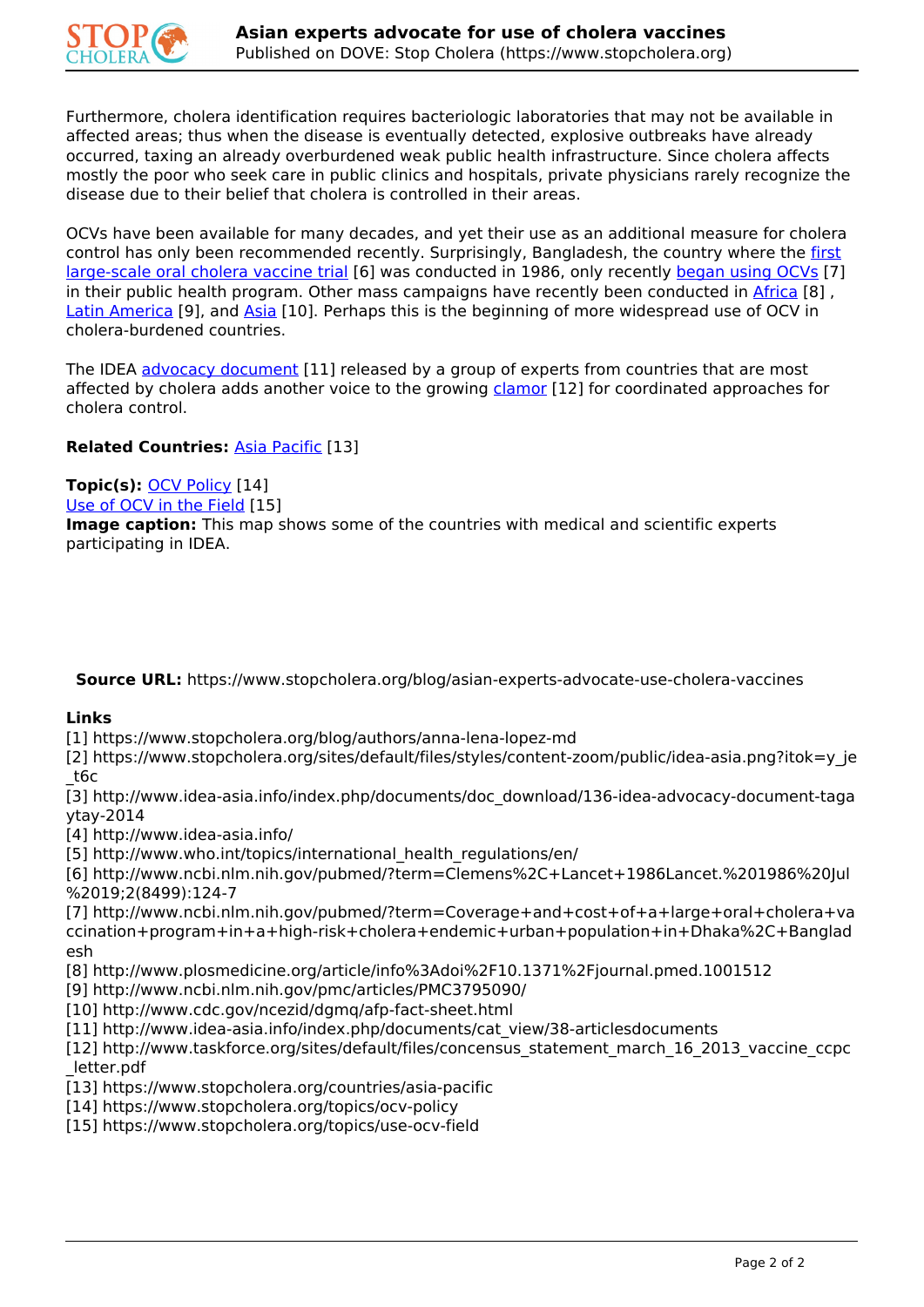Furthermore, cholera identification requires bacteriologic laboratories that may not be available in affected areas; thus when the disease is eventually detected, explosive outbreaks have already occurred, taxing an already overburdened weak public health infrastructure. Since cholera affects mostly the poor who seek care in public clinics and hospitals, private physicians rarely recognize the disease due to their belief that cholera is controlled in their areas.

OCVs have been available for many decades, and yet their use as an additional measure for cholera control has only been recommended recently. Surprisingly, Bangladesh, the country where the first large-scale oral cholera vaccine trial [6] was conducted in 1986, only recently began using OCVs [7] in their public health program. Other mass campaigns have recently been conducted in Africa [8] , Latin America [9], and Asia [10]. Perhaps this is the beginning of more widespread use of OCV in cholera-burdened countries.

The IDEA advocacy document [11] released by a group of experts from countries that are most affected by cholera adds another voice to the growing clamor [12] for coordinated approaches for cholera control.

**Related Countries:** Asia Pacific [13]

**Topic(s):** OCV Policy [14]
Use of OCV in the Field [15]
**Image caption:** This map shows some of the countries with medical and scientific experts participating in IDEA.

**Source URL:** https://www.stopcholera.org/blog/asian-experts-advocate-use-cholera-vaccines

**Links**
[1] https://www.stopcholera.org/blog/authors/anna-lena-lopez-md
[2] https://www.stopcholera.org/sites/default/files/styles/content-zoom/public/idea-asia.png?itok=y_je_t6c
[3] http://www.idea-asia.info/index.php/documents/doc_download/136-idea-advocacy-document-tagaytay-2014
[4] http://www.idea-asia.info/
[5] http://www.who.int/topics/international_health_regulations/en/
[6] http://www.ncbi.nlm.nih.gov/pubmed/?term=Clemens%2C+Lancet+1986Lancet.%201986%20Jul%2019;2(8499):124-7
[7] http://www.ncbi.nlm.nih.gov/pubmed/?term=Coverage+and+cost+of+a+large+oral+cholera+vaccination+program+in+a+high-risk+cholera+endemic+urban+population+in+Dhaka%2C+Bangladesh
[8] http://www.plosmedicine.org/article/info%3Adoi%2F10.1371%2Fjournal.pmed.1001512
[9] http://www.ncbi.nlm.nih.gov/pmc/articles/PMC3795090/
[10] http://www.cdc.gov/ncezid/dgmq/afp-fact-sheet.html
[11] http://www.idea-asia.info/index.php/documents/cat_view/38-articlesdocuments
[12] http://www.taskforce.org/sites/default/files/concensus_statement_march_16_2013_vaccine_ccpc_letter.pdf
[13] https://www.stopcholera.org/countries/asia-pacific
[14] https://www.stopcholera.org/topics/ocv-policy
[15] https://www.stopcholera.org/topics/use-ocv-field